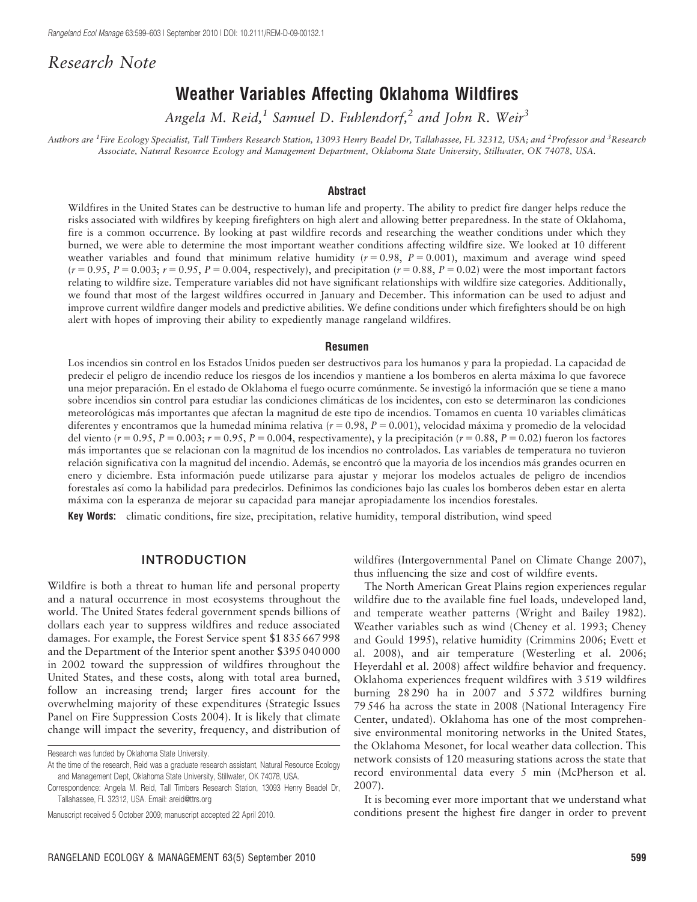*Research Note*

# Weather Variables Affecting Oklahoma Wildfires

*Angela M. Reid,[1] Samuel D. Fuhlendorf,[2] and John R. Weir[3]*

*Authors are [1]Fire Ecology Specialist, Tall Timbers Research Station, 13093 Henry Beadel Dr, Tallahassee, FL 32312, USA; and [2]Professor and [3]Research Associate, Natural Resource Ecology and Management Department, Oklahoma State University, Stillwater, OK 74078, USA.*

## Abstract

Wildfires in the United States can be destructive to human life and property. The ability to predict fire danger helps reduce the risks associated with wildfires by keeping firefighters on high alert and allowing better preparedness. In the state of Oklahoma, fire is a common occurrence. By looking at past wildfire records and researching the weather conditions under which they burned, we were able to determine the most important weather conditions affecting wildfire size. We looked at 10 different weather variables and found that minimum relative humidity ($r = 0.98$, $P = 0.001$), maximum and average wind speed ($r = 0.95$, $P = 0.003$; $r = 0.95$, $P = 0.004$, respectively), and precipitation ($r = 0.88$, $P = 0.02$) were the most important factors relating to wildfire size. Temperature variables did not have significant relationships with wildfire size categories. Additionally, we found that most of the largest wildfires occurred in January and December. This information can be used to adjust and improve current wildfire danger models and predictive abilities. We define conditions under which firefighters should be on high alert with hopes of improving their ability to expediently manage rangeland wildfires.

## Resumen

Los incendios sin control en los Estados Unidos pueden ser destructivos para los humanos y para la propiedad. La capacidad de predecir el peligro de incendio reduce los riesgos de los incendios y mantiene a los bomberos en alerta máxima lo que favorece una mejor preparación. En el estado de Oklahoma el fuego ocurre comúnmente. Se investigó la información que se tiene a mano sobre incendios sin control para estudiar las condiciones climáticas de los incidentes, con esto se determinaron las condiciones meteorológicas más importantes que afectan la magnitud de este tipo de incendios. Tomamos en cuenta 10 variables climáticas diferentes y encontramos que la humedad mínima relativa ($r = 0.98$, $P = 0.001$), velocidad máxima y promedio de la velocidad del viento ($r = 0.95$, $P = 0.003$; $r = 0.95$, $P = 0.004$, respectivamente), y la precipitación ($r = 0.88$, $P = 0.02$) fueron los factores más importantes que se relacionan con la magnitud de los incendios no controlados. Las variables de temperatura no tuvieron relación significativa con la magnitud del incendio. Además, se encontró que la mayoría de los incendios más grandes ocurren en enero y diciembre. Esta información puede utilizarse para ajustar y mejorar los modelos actuales de peligro de incendios forestales así como la habilidad para predecirlos. Definimos las condiciones bajo las cuales los bomberos deben estar en alerta máxima con la esperanza de mejorar su capacidad para manejar apropiadamente los incendios forestales.

**Key Words:** climatic conditions, fire size, precipitation, relative humidity, temporal distribution, wind speed

## INTRODUCTION

Wildfire is both a threat to human life and personal property and a natural occurrence in most ecosystems throughout the world. The United States federal government spends billions of dollars each year to suppress wildfires and reduce associated damages. For example, the Forest Service spent $1 835 667 998 and the Department of the Interior spent another $395 040 000 in 2002 toward the suppression of wildfires throughout the United States, and these costs, along with total area burned, follow an increasing trend; larger fires account for the overwhelming majority of these expenditures (Strategic Issues Panel on Fire Suppression Costs 2004). It is likely that climate change will impact the severity, frequency, and distribution of wildfires (Intergovernmental Panel on Climate Change 2007), thus influencing the size and cost of wildfire events.

The North American Great Plains region experiences regular wildfire due to the available fine fuel loads, undeveloped land, and temperate weather patterns (Wright and Bailey 1982). Weather variables such as wind (Cheney et al. 1993; Cheney and Gould 1995), relative humidity (Crimmins 2006; Evett et al. 2008), and air temperature (Westerling et al. 2006; Heyerdahl et al. 2008) affect wildfire behavior and frequency. Oklahoma experiences frequent wildfires with 3 519 wildfires burning 28 290 ha in 2007 and 5 572 wildfires burning 79 546 ha across the state in 2008 (National Interagency Fire Center, undated). Oklahoma has one of the most comprehensive environmental monitoring networks in the United States, the Oklahoma Mesonet, for local weather data collection. This network consists of 120 measuring stations across the state that record environmental data every 5 min (McPherson et al. 2007).

It is becoming ever more important that we understand what conditions present the highest fire danger in order to prevent

Research was funded by Oklahoma State University.

At the time of the research, Reid was a graduate research assistant, Natural Resource Ecology and Management Dept, Oklahoma State University, Stillwater, OK 74078, USA.

Correspondence: Angela M. Reid, Tall Timbers Research Station, 13093 Henry Beadel Dr, Tallahassee, FL 32312, USA. Email: areid@ttrs.org

Manuscript received 5 October 2009; manuscript accepted 22 April 2010.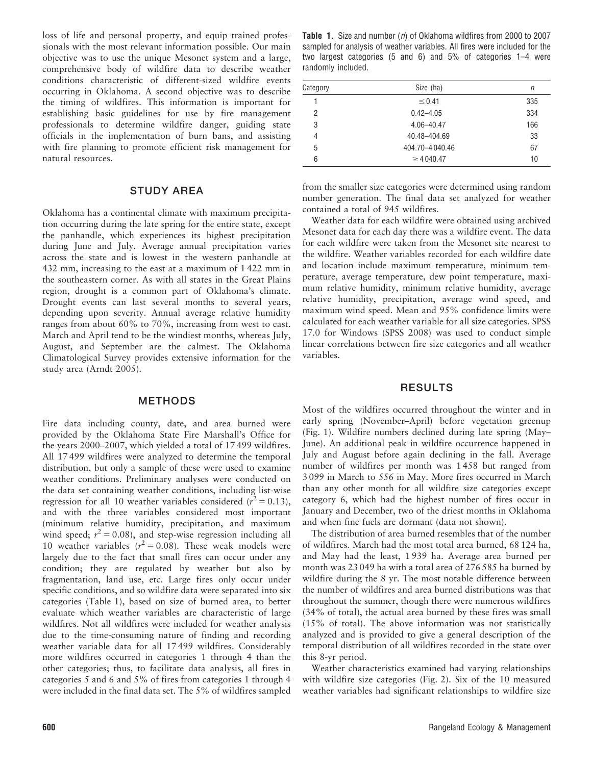loss of life and personal property, and equip trained professionals with the most relevant information possible. Our main objective was to use the unique Mesonet system and a large, comprehensive body of wildfire data to describe weather conditions characteristic of different-sized wildfire events occurring in Oklahoma. A second objective was to describe the timing of wildfires. This information is important for establishing basic guidelines for use by fire management professionals to determine wildfire danger, guiding state officials in the implementation of burn bans, and assisting with fire planning to promote efficient risk management for natural resources.

## STUDY AREA

Oklahoma has a continental climate with maximum precipitation occurring during the late spring for the entire state, except the panhandle, which experiences its highest precipitation during June and July. Average annual precipitation varies across the state and is lowest in the western panhandle at 432 mm, increasing to the east at a maximum of 1 422 mm in the southeastern corner. As with all states in the Great Plains region, drought is a common part of Oklahoma's climate. Drought events can last several months to several years, depending upon severity. Annual average relative humidity ranges from about 60% to 70%, increasing from west to east. March and April tend to be the windiest months, whereas July, August, and September are the calmest. The Oklahoma Climatological Survey provides extensive information for the study area (Arndt 2005).

## METHODS

Fire data including county, date, and area burned were provided by the Oklahoma State Fire Marshall's Office for the years 2000–2007, which yielded a total of 17 499 wildfires. All 17 499 wildfires were analyzed to determine the temporal distribution, but only a sample of these were used to examine weather conditions. Preliminary analyses were conducted on the data set containing weather conditions, including list-wise regression for all 10 weather variables considered ($r^2 = 0.13$), and with the three variables considered most important (minimum relative humidity, precipitation, and maximum wind speed; $r^2 = 0.08$), and step-wise regression including all 10 weather variables ($r^2 = 0.08$). These weak models were largely due to the fact that small fires can occur under any condition; they are regulated by weather but also by fragmentation, land use, etc. Large fires only occur under specific conditions, and so wildfire data were separated into six categories (Table 1), based on size of burned area, to better evaluate which weather variables are characteristic of large wildfires. Not all wildfires were included for weather analysis due to the time-consuming nature of finding and recording weather variable data for all 17 499 wildfires. Considerably more wildfires occurred in categories 1 through 4 than the other categories; thus, to facilitate data analysis, all fires in categories 5 and 6 and 5% of fires from categories 1 through 4 were included in the final data set. The 5% of wildfires sampled from the smaller size categories were determined using random number generation. The final data set analyzed for weather contained a total of 945 wildfires.

**Table 1.** Size and number ($n$) of Oklahoma wildfires from 2000 to 2007 sampled for analysis of weather variables. All fires were included for the two largest categories (5 and 6) and 5% of categories 1–4 were randomly included.

| Category | Size (ha) | $n$ |
|---|---|---|
| 1 | ≤ 0.41 | 335 |
| 2 | 0.42–4.05 | 334 |
| 3 | 4.06–40.47 | 166 |
| 4 | 40.48–404.69 | 33 |
| 5 | 404.70–4 040.46 | 67 |
| 6 | ≥ 4 040.47 | 10 |

Weather data for each wildfire were obtained using archived Mesonet data for each day there was a wildfire event. The data for each wildfire were taken from the Mesonet site nearest to the wildfire. Weather variables recorded for each wildfire date and location include maximum temperature, minimum temperature, average temperature, dew point temperature, maximum relative humidity, minimum relative humidity, average relative humidity, precipitation, average wind speed, and maximum wind speed. Mean and 95% confidence limits were calculated for each weather variable for all size categories. SPSS 17.0 for Windows (SPSS 2008) was used to conduct simple linear correlations between fire size categories and all weather variables.

## RESULTS

Most of the wildfires occurred throughout the winter and in early spring (November–April) before vegetation greenup (Fig. 1). Wildfire numbers declined during late spring (May–June). An additional peak in wildfire occurrence happened in July and August before again declining in the fall. Average number of wildfires per month was 1 458 but ranged from 3 099 in March to 556 in May. More fires occurred in March than any other month for all wildfire size categories except category 6, which had the highest number of fires occur in January and December, two of the driest months in Oklahoma and when fine fuels are dormant (data not shown).

The distribution of area burned resembles that of the number of wildfires. March had the most total area burned, 68 124 ha, and May had the least, 1 939 ha. Average area burned per month was 23 049 ha with a total area of 276 585 ha burned by wildfire during the 8 yr. The most notable difference between the number of wildfires and area burned distributions was that throughout the summer, though there were numerous wildfires (34% of total), the actual area burned by these fires was small (15% of total). The above information was not statistically analyzed and is provided to give a general description of the temporal distribution of all wildfires recorded in the state over this 8-yr period.

Weather characteristics examined had varying relationships with wildfire size categories (Fig. 2). Six of the 10 measured weather variables had significant relationships to wildfire size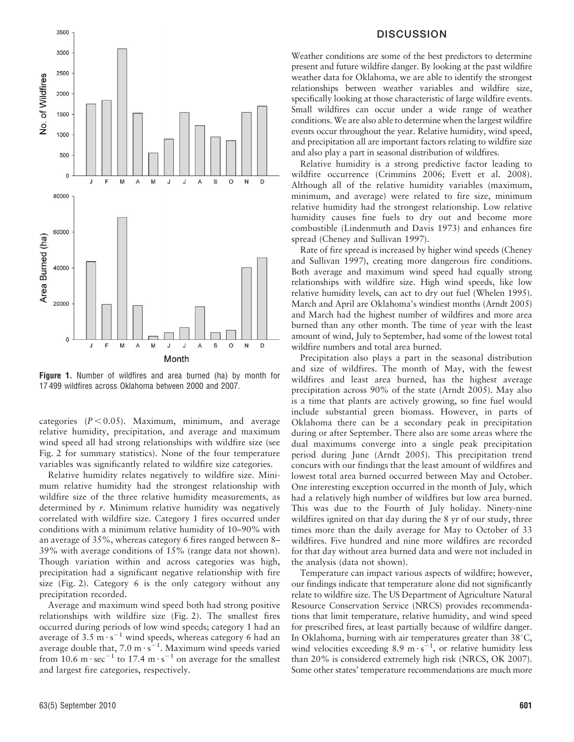**Figure 1.** Number of wildfires and area burned (ha) by month for 17 499 wildfires across Oklahoma between 2000 and 2007.

categories ($P < 0.05$). Maximum, minimum, and average relative humidity, precipitation, and average and maximum wind speed all had strong relationships with wildfire size (see Fig. 2 for summary statistics). None of the four temperature variables was significantly related to wildfire size categories.

Relative humidity relates negatively to wildfire size. Minimum relative humidity had the strongest relationship with wildfire size of the three relative humidity measurements, as determined by *r*. Minimum relative humidity was negatively correlated with wildfire size. Category 1 fires occurred under conditions with a minimum relative humidity of 10–90% with an average of 35%, whereas category 6 fires ranged between 8–39% with average conditions of 15% (range data not shown). Though variation within and across categories was high, precipitation had a significant negative relationship with fire size (Fig. 2). Category 6 is the only category without any precipitation recorded.

Average and maximum wind speed both had strong positive relationships with wildfire size (Fig. 2). The smallest fires occurred during periods of low wind speeds; category 1 had an average of 3.5 $m \cdot s^{-1}$ wind speeds, whereas category 6 had an average double that, 7.0 $m \cdot s^{-1}$. Maximum wind speeds varied from 10.6 $m \cdot sec^{-1}$ to 17.4 $m \cdot s^{-1}$ on average for the smallest and largest fire categories, respectively.

## DISCUSSION

Weather conditions are some of the best predictors to determine present and future wildfire danger. By looking at the past wildfire weather data for Oklahoma, we are able to identify the strongest relationships between weather variables and wildfire size, specifically looking at those characteristic of large wildfire events. Small wildfires can occur under a wide range of weather conditions. We are also able to determine when the largest wildfire events occur throughout the year. Relative humidity, wind speed, and precipitation all are important factors relating to wildfire size and also play a part in seasonal distribution of wildfires.

Relative humidity is a strong predictive factor leading to wildfire occurrence (Crimmins 2006; Evett et al. 2008). Although all of the relative humidity variables (maximum, minimum, and average) were related to fire size, minimum relative humidity had the strongest relationship. Low relative humidity causes fine fuels to dry out and become more combustible (Lindenmuth and Davis 1973) and enhances fire spread (Cheney and Sullivan 1997).

Rate of fire spread is increased by higher wind speeds (Cheney and Sullivan 1997), creating more dangerous fire conditions. Both average and maximum wind speed had equally strong relationships with wildfire size. High wind speeds, like low relative humidity levels, can act to dry out fuel (Whelen 1995). March and April are Oklahoma's windiest months (Arndt 2005) and March had the highest number of wildfires and more area burned than any other month. The time of year with the least amount of wind, July to September, had some of the lowest total wildfire numbers and total area burned.

Precipitation also plays a part in the seasonal distribution and size of wildfires. The month of May, with the fewest wildfires and least area burned, has the highest average precipitation across 90% of the state (Arndt 2005). May also is a time that plants are actively growing, so fine fuel would include substantial green biomass. However, in parts of Oklahoma there can be a secondary peak in precipitation during or after September. There also are some areas where the dual maximums converge into a single peak precipitation period during June (Arndt 2005). This precipitation trend concurs with our findings that the least amount of wildfires and lowest total area burned occurred between May and October. One interesting exception occurred in the month of July, which had a relatively high number of wildfires but low area burned. This was due to the Fourth of July holiday. Ninety-nine wildfires ignited on that day during the 8 yr of our study, three times more than the daily average for May to October of 33 wildfires. Five hundred and nine more wildfires are recorded for that day without area burned data and were not included in the analysis (data not shown).

Temperature can impact various aspects of wildfire; however, our findings indicate that temperature alone did not significantly relate to wildfire size. The US Department of Agriculture Natural Resource Conservation Service (NRCS) provides recommendations that limit temperature, relative humidity, and wind speed for prescribed fires, at least partially because of wildfire danger. In Oklahoma, burning with air temperatures greater than 38°C, wind velocities exceeding 8.9 $m \cdot s^{-1}$, or relative humidity less than 20% is considered extremely high risk (NRCS, OK 2007). Some other states' temperature recommendations are much more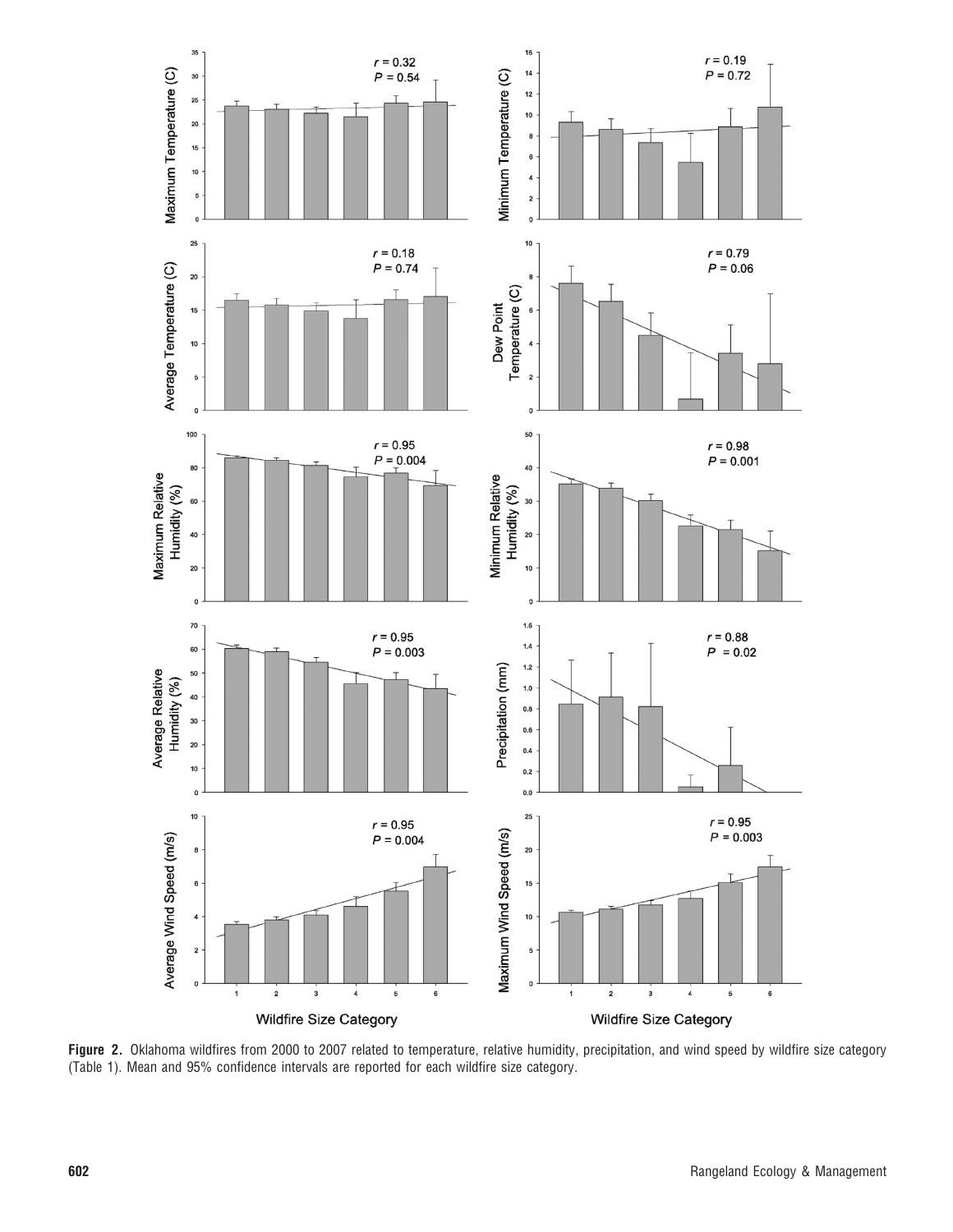**Figure 2.** Oklahoma wildfires from 2000 to 2007 related to temperature, relative humidity, precipitation, and wind speed by wildfire size category (Table 1). Mean and 95% confidence intervals are reported for each wildfire size category.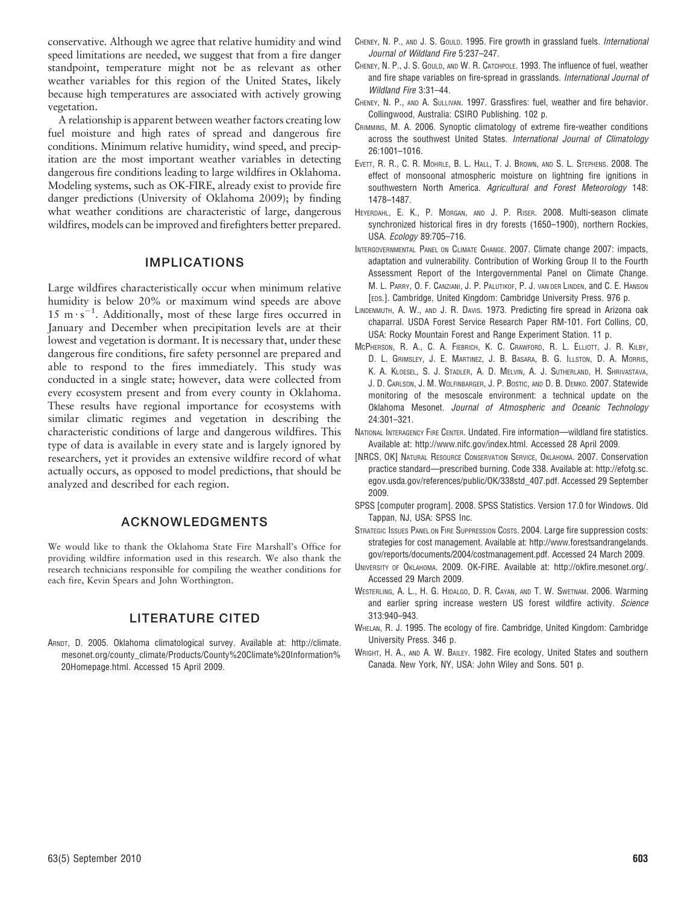conservative. Although we agree that relative humidity and wind speed limitations are needed, we suggest that from a fire danger standpoint, temperature might not be as relevant as other weather variables for this region of the United States, likely because high temperatures are associated with actively growing vegetation.

A relationship is apparent between weather factors creating low fuel moisture and high rates of spread and dangerous fire conditions. Minimum relative humidity, wind speed, and precipitation are the most important weather variables in detecting dangerous fire conditions leading to large wildfires in Oklahoma. Modeling systems, such as OK-FIRE, already exist to provide fire danger predictions (University of Oklahoma 2009); by finding what weather conditions are characteristic of large, dangerous wildfires, models can be improved and firefighters better prepared.

## IMPLICATIONS

Large wildfires characteristically occur when minimum relative humidity is below 20% or maximum wind speeds are above $15\ \mathrm{m \cdot s^{-1}}$. Additionally, most of these large fires occurred in January and December when precipitation levels are at their lowest and vegetation is dormant. It is necessary that, under these dangerous fire conditions, fire safety personnel are prepared and able to respond to the fires immediately. This study was conducted in a single state; however, data were collected from every ecosystem present and from every county in Oklahoma. These results have regional importance for ecosystems with similar climatic regimes and vegetation in describing the characteristic conditions of large and dangerous wildfires. This type of data is available in every state and is largely ignored by researchers, yet it provides an extensive wildfire record of what actually occurs, as opposed to model predictions, that should be analyzed and described for each region.

## ACKNOWLEDGMENTS

We would like to thank the Oklahoma State Fire Marshall's Office for providing wildfire information used in this research. We also thank the research technicians responsible for compiling the weather conditions for each fire, Kevin Spears and John Worthington.

## LITERATURE CITED

Arndt, D. 2005. Oklahoma climatological survey. Available at: http://climate.mesonet.org/county_climate/Products/County%20Climate%20Information%20Homepage.html. Accessed 15 April 2009.

Cheney, N. P., and J. S. Gould. 1995. Fire growth in grassland fuels. *International Journal of Wildland Fire* 5:237–247.

Cheney, N. P., J. S. Gould, and W. R. Catchpole. 1993. The influence of fuel, weather and fire shape variables on fire-spread in grasslands. *International Journal of Wildland Fire* 3:31–44.

Cheney, N. P., and A. Sullivan. 1997. Grassfires: fuel, weather and fire behavior. Collingwood, Australia: CSIRO Publishing. 102 p.

Crimmins, M. A. 2006. Synoptic climatology of extreme fire-weather conditions across the southwest United States. *International Journal of Climatology* 26:1001–1016.

Evett, R. R., C. R. Mohrle, B. L. Hall, T. J. Brown, and S. L. Stephens. 2008. The effect of monsoonal atmospheric moisture on lightning fire ignitions in southwestern North America. *Agricultural and Forest Meteorology* 148: 1478–1487.

Heyerdahl, E. K., P. Morgan, and J. P. Riser. 2008. Multi-season climate synchronized historical fires in dry forests (1650–1900), northern Rockies, USA. *Ecology* 89:705–716.

Intergovernmental Panel on Climate Change. 2007. Climate change 2007: impacts, adaptation and vulnerability. Contribution of Working Group II to the Fourth Assessment Report of the Intergovernmental Panel on Climate Change. M. L. Parry, O. F. Canziani, J. P. Palutikof, P. J. van der Linden, and C. E. Hanson [eds.]. Cambridge, United Kingdom: Cambridge University Press. 976 p.

Lindenmuth, A. W., and J. R. Davis. 1973. Predicting fire spread in Arizona oak chaparral. USDA Forest Service Research Paper RM-101. Fort Collins, CO, USA: Rocky Mountain Forest and Range Experiment Station. 11 p.

McPherson, R. A., C. A. Fiebrich, K. C. Crawford, R. L. Elliott, J. R. Kilby, D. L. Grimsley, J. E. Martinez, J. B. Basara, B. G. Illston, D. A. Morris, K. A. Kloesel, S. J. Stadler, A. D. Melvin, A. J. Sutherland, H. Shrivastava, J. D. Carlson, J. M. Wolfinbarger, J. P. Bostic, and D. B. Demko. 2007. Statewide monitoring of the mesoscale environment: a technical update on the Oklahoma Mesonet. *Journal of Atmospheric and Oceanic Technology* 24:301–321.

National Interagency Fire Center. Undated. Fire information—wildland fire statistics. Available at: http://www.nifc.gov/index.html. Accessed 28 April 2009.

[NRCS, OK] Natural Resource Conservation Service, Oklahoma. 2007. Conservation practice standard—prescribed burning. Code 338. Available at: http://efotg.sc.egov.usda.gov/references/public/OK/338std_407.pdf. Accessed 29 September 2009.

SPSS [computer program]. 2008. SPSS Statistics. Version 17.0 for Windows. Old Tappan, NJ, USA: SPSS Inc.

Strategic Issues Panel on Fire Suppression Costs. 2004. Large fire suppression costs: strategies for cost management. Available at: http://www.forestsandrangelands.gov/reports/documents/2004/costmanagement.pdf. Accessed 24 March 2009.

University of Oklahoma. 2009. OK-FIRE. Available at: http://okfire.mesonet.org/. Accessed 29 March 2009.

Westerling, A. L., H. G. Hidalgo, D. R. Cayan, and T. W. Swetnam. 2006. Warming and earlier spring increase western US forest wildfire activity. *Science* 313:940–943.

Whelan, R. J. 1995. The ecology of fire. Cambridge, United Kingdom: Cambridge University Press. 346 p.

Wright, H. A., and A. W. Bailey. 1982. Fire ecology, United States and southern Canada. New York, NY, USA: John Wiley and Sons. 501 p.